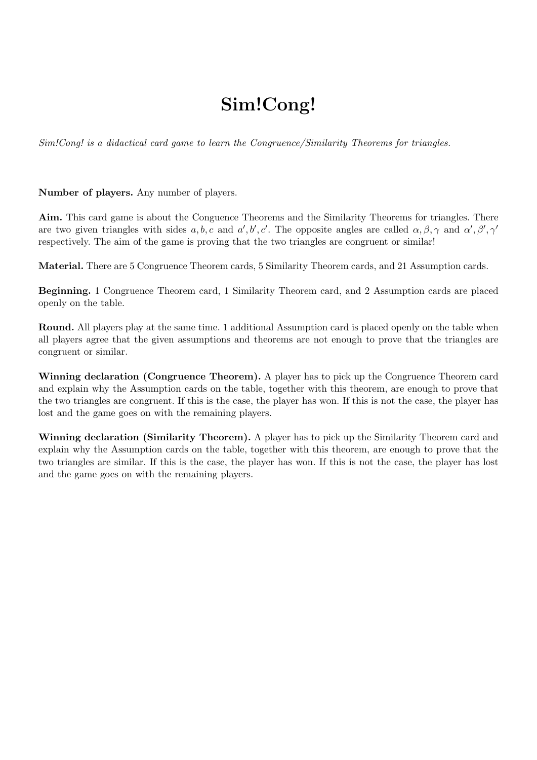# Sim!Cong!

*Sim!Cong! is a didactical card game to learn the Congruence/Similarity Theorems for triangles.*

**Number of players.** Any number of players.

**Aim.** This card game is about the Conguence Theorems and the Similarity Theorems for triangles. There are two given triangles with sides $a, b, c$ and $a', b', c'$. The opposite angles are called $\alpha, \beta, \gamma$ and $\alpha', \beta', \gamma'$ respectively. The aim of the game is proving that the two triangles are congruent or similar!

**Material.** There are 5 Congruence Theorem cards, 5 Similarity Theorem cards, and 21 Assumption cards.

**Beginning.** 1 Congruence Theorem card, 1 Similarity Theorem card, and 2 Assumption cards are placed openly on the table.

**Round.** All players play at the same time. 1 additional Assumption card is placed openly on the table when all players agree that the given assumptions and theorems are not enough to prove that the triangles are congruent or similar.

**Winning declaration (Congruence Theorem).** A player has to pick up the Congruence Theorem card and explain why the Assumption cards on the table, together with this theorem, are enough to prove that the two triangles are congruent. If this is the case, the player has won. If this is not the case, the player has lost and the game goes on with the remaining players.

**Winning declaration (Similarity Theorem).** A player has to pick up the Similarity Theorem card and explain why the Assumption cards on the table, together with this theorem, are enough to prove that the two triangles are similar. If this is the case, the player has won. If this is not the case, the player has lost and the game goes on with the remaining players.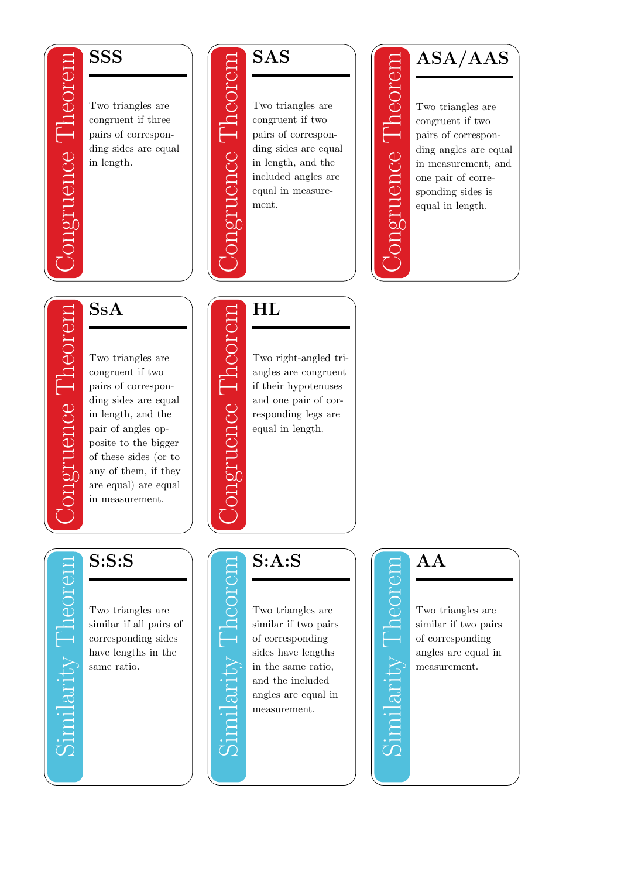## SSS

*Congruence Theorem*

Two triangles are congruent if three pairs of corresponding sides are equal in length.

## SAS

*Congruence Theorem*

Two triangles are congruent if two pairs of corresponding sides are equal in length, and the included angles are equal in measurement.

## ASA/AAS

*Congruence Theorem*

Two triangles are congruent if two pairs of corresponding angles are equal in measurement, and one pair of corresponding sides is equal in length.

## SsA

*Congruence Theorem*

Two triangles are congruent if two pairs of corresponding sides are equal in length, and the pair of angles opposite to the bigger of these sides (or to any of them, if they are equal) are equal in measurement.

## HL

*Congruence Theorem*

Two right-angled triangles are congruent if their hypotenuses and one pair of corresponding legs are equal in length.

## S:S:S

*Similarity Theorem*

Two triangles are similar if all pairs of corresponding sides have lengths in the same ratio.

## S:A:S

*Similarity Theorem*

Two triangles are similar if two pairs of corresponding sides have lengths in the same ratio, and the included angles are equal in measurement.

## AA

*Similarity Theorem*

Two triangles are similar if two pairs of corresponding angles are equal in measurement.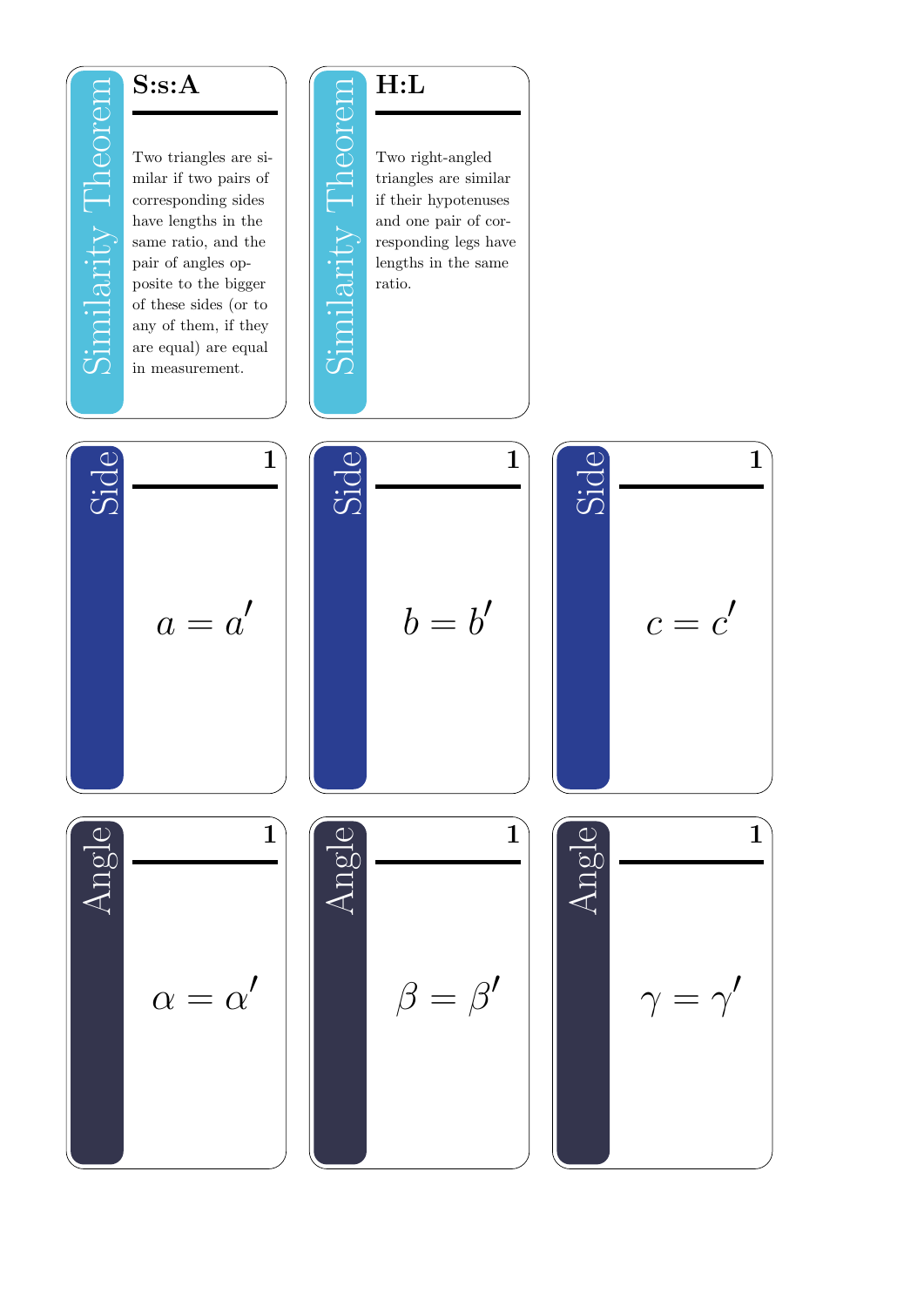Similarity Theorem

## S:s:A

Two triangles are similar if two pairs of corresponding sides have lengths in the same ratio, and the pair of angles opposite to the bigger of these sides (or to any of them, if they are equal) are equal in measurement.

Similarity Theorem

## H:L

Two right-angled triangles are similar if their hypotenuses and one pair of corresponding legs have lengths in the same ratio.

Side

**1**

$$a = a'$$

Side

**1**

$$b = b'$$

Side

**1**

$$c = c'$$

Angle

**1**

$$\alpha = \alpha'$$

Angle

**1**

$$\beta = \beta'$$

Angle

**1**

$$\gamma = \gamma'$$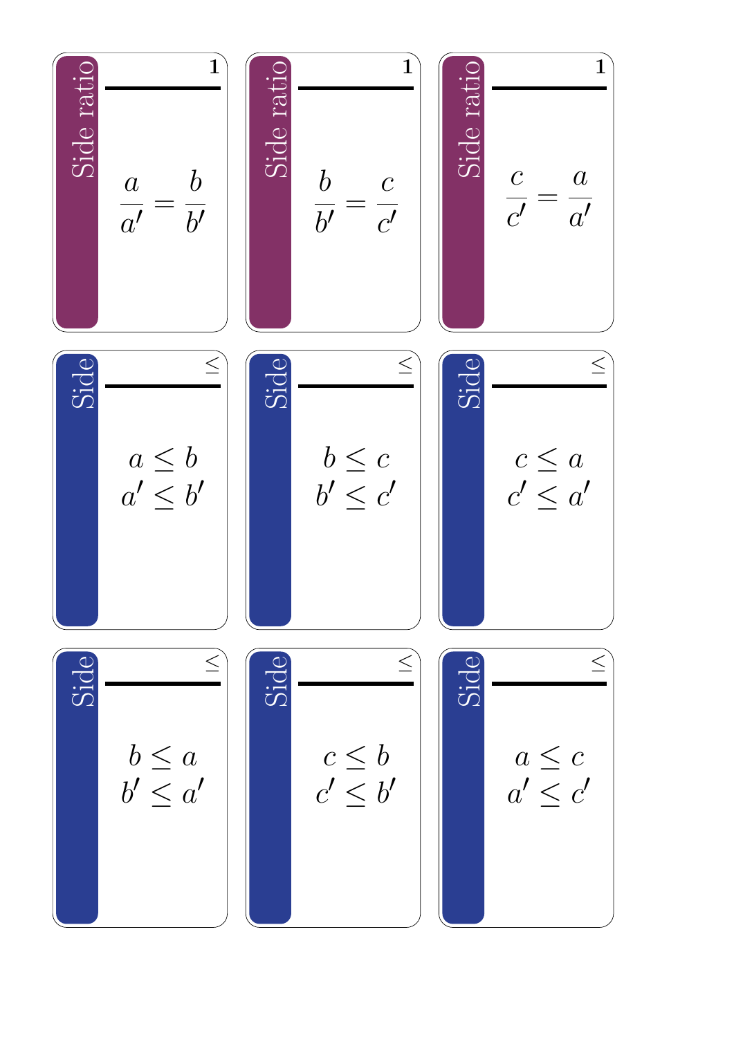Side ratio

**1**

$$\frac{a}{a'} = \frac{b}{b'}$$

Side ratio

**1**

$$\frac{b}{b'} = \frac{c}{c'}$$

Side ratio

**1**

$$\frac{c}{c'} = \frac{a}{a'}$$

Side

$\leq$

$$a \leq b$$
$$a' \leq b'$$

Side

$\leq$

$$b \leq c$$
$$b' \leq c'$$

Side

$\leq$

$$c \leq a$$
$$c' \leq a'$$

Side

$\leq$

$$b \leq a$$
$$b' \leq a'$$

Side

$\leq$

$$c \leq b$$
$$c' \leq b'$$

Side

$\leq$

$$a \leq c$$
$$a' \leq c'$$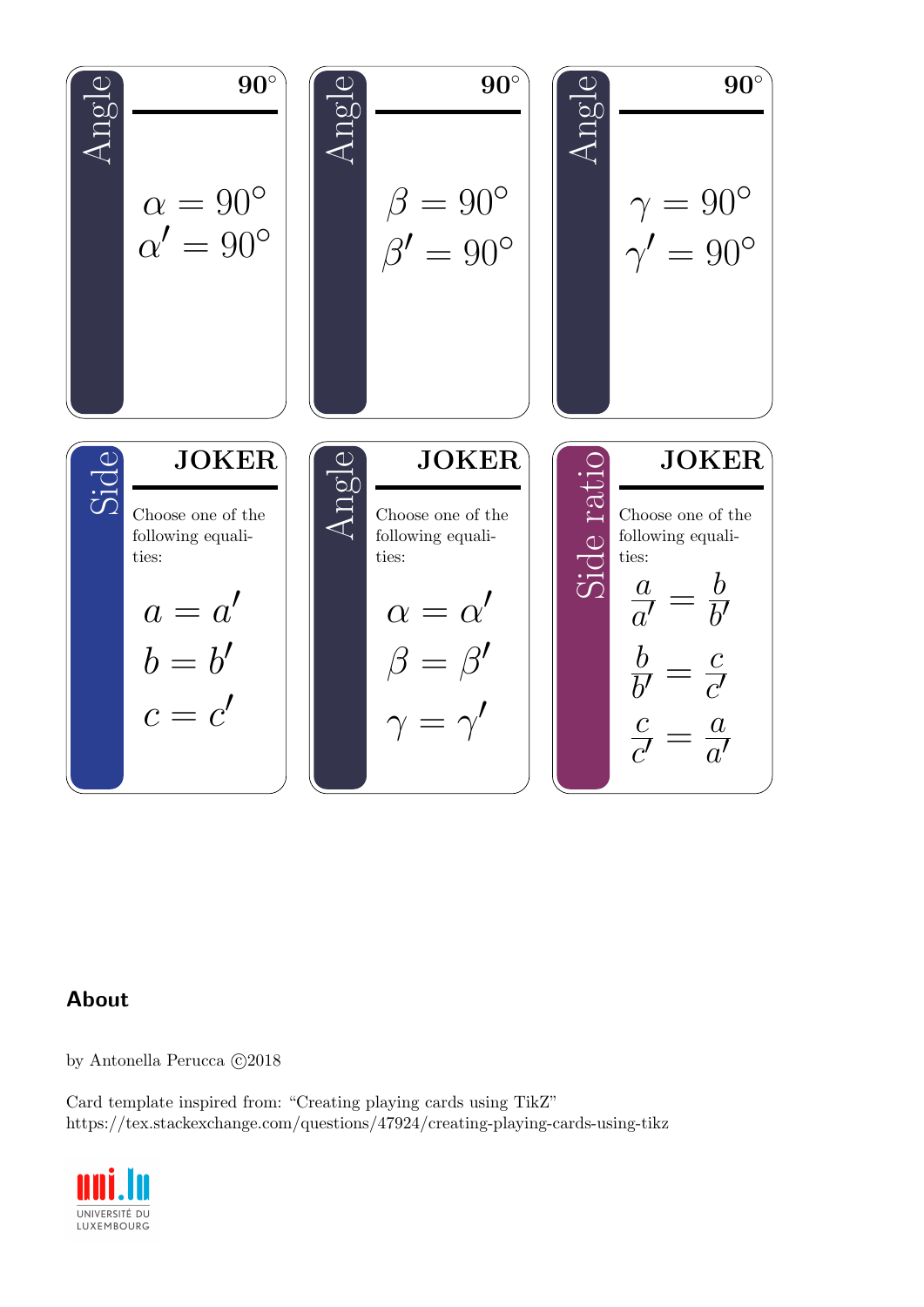Angle

**90°**

$\alpha = 90°$
$\alpha' = 90°$

Angle

**90°**

$\beta = 90°$
$\beta' = 90°$

Angle

**90°**

$\gamma = 90°$
$\gamma' = 90°$

Side

**JOKER**

Choose one of the following equalities:

$a = a'$
$b = b'$
$c = c'$

Angle

**JOKER**

Choose one of the following equalities:

$\alpha = \alpha'$
$\beta = \beta'$
$\gamma = \gamma'$

Side ratio

**JOKER**

Choose one of the following equalities:

$\frac{a}{a'} = \frac{b}{b'}$
$\frac{b}{b'} = \frac{c}{c'}$
$\frac{c}{c'} = \frac{a}{a'}$

## About

by Antonella Perucca ©2018

Card template inspired from: "Creating playing cards using TikZ"
https://tex.stackexchange.com/questions/47924/creating-playing-cards-using-tikz

uni.lu
UNIVERSITÉ DU LUXEMBOURG